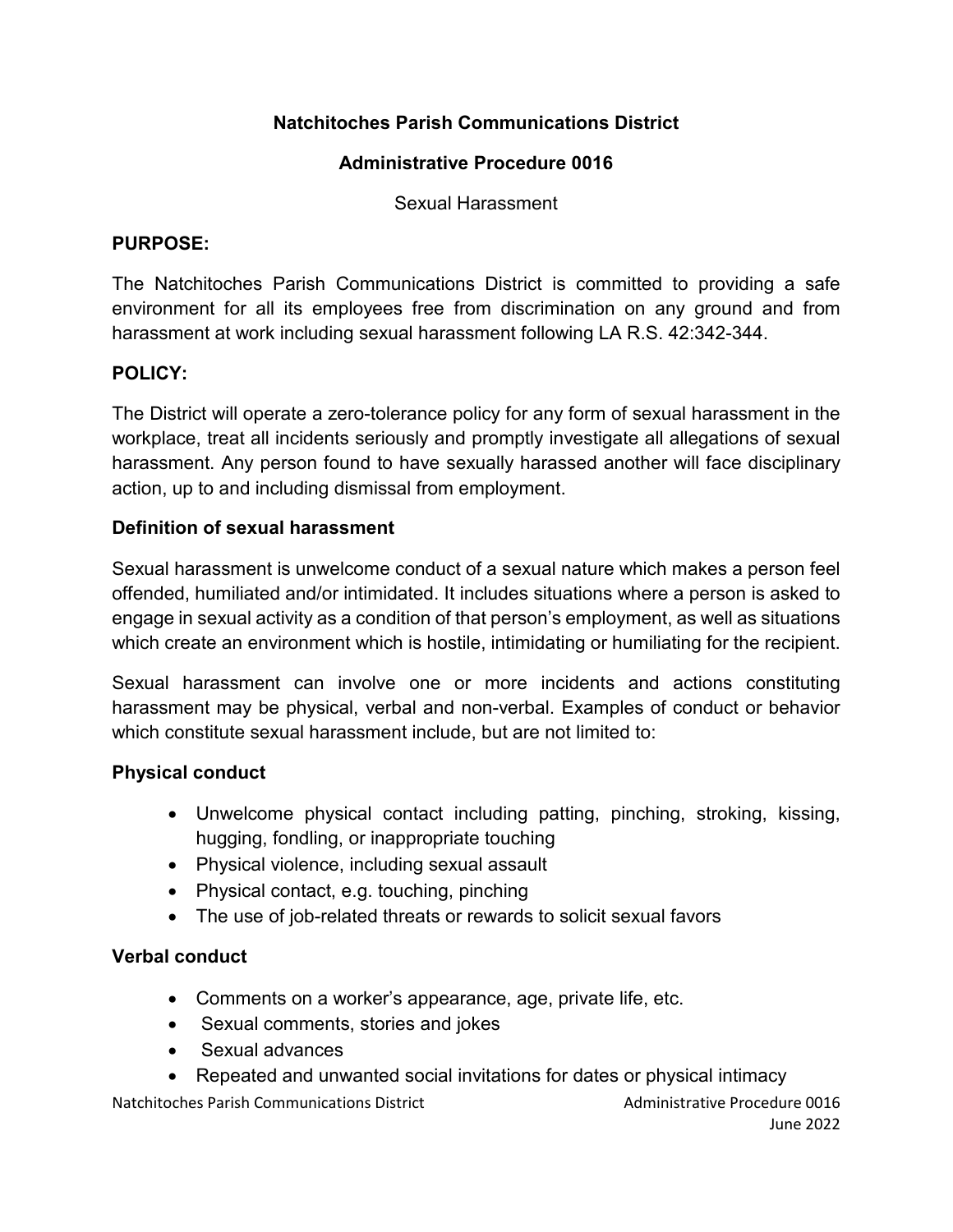**Natchitoches Parish Communications District**

**Administrative Procedure 0016**

Sexual Harassment

**PURPOSE:**

The Natchitoches Parish Communications District is committed to providing a safe environment for all its employees free from discrimination on any ground and from harassment at work including sexual harassment following LA R.S. 42:342-344.

**POLICY:**

The District will operate a zero-tolerance policy for any form of sexual harassment in the workplace, treat all incidents seriously and promptly investigate all allegations of sexual harassment. Any person found to have sexually harassed another will face disciplinary action, up to and including dismissal from employment.

**Definition of sexual harassment**

Sexual harassment is unwelcome conduct of a sexual nature which makes a person feel offended, humiliated and/or intimidated. It includes situations where a person is asked to engage in sexual activity as a condition of that person's employment, as well as situations which create an environment which is hostile, intimidating or humiliating for the recipient.

Sexual harassment can involve one or more incidents and actions constituting harassment may be physical, verbal and non-verbal. Examples of conduct or behavior which constitute sexual harassment include, but are not limited to:

**Physical conduct**

- Unwelcome physical contact including patting, pinching, stroking, kissing, hugging, fondling, or inappropriate touching
- Physical violence, including sexual assault
- Physical contact, e.g. touching, pinching
- The use of job-related threats or rewards to solicit sexual favors

**Verbal conduct**

- Comments on a worker's appearance, age, private life, etc.
- Sexual comments, stories and jokes
- Sexual advances
- Repeated and unwanted social invitations for dates or physical intimacy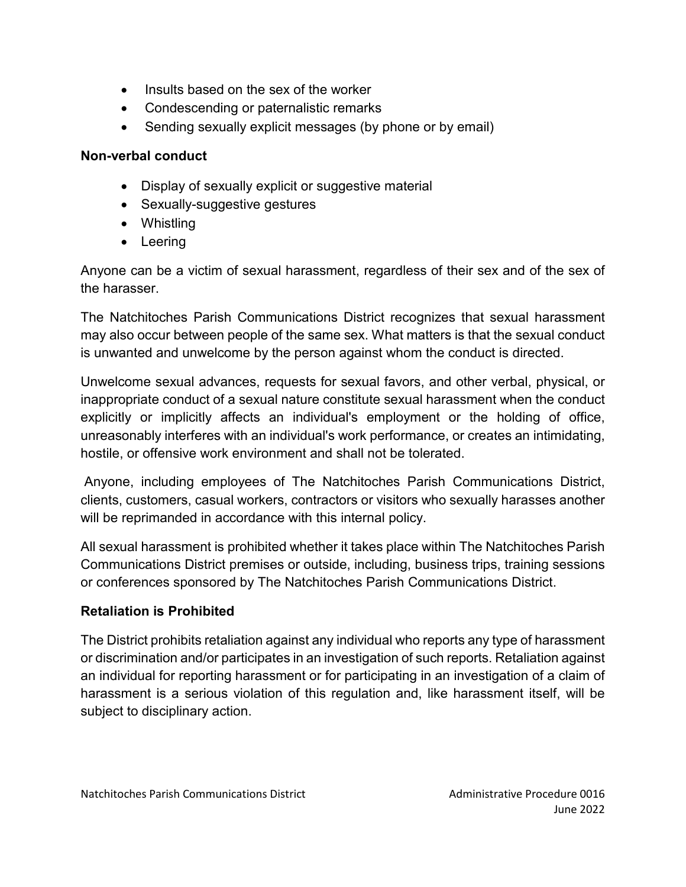- Insults based on the sex of the worker
- Condescending or paternalistic remarks
- Sending sexually explicit messages (by phone or by email)

**Non-verbal conduct**

- Display of sexually explicit or suggestive material
- Sexually-suggestive gestures
- Whistling
- Leering

Anyone can be a victim of sexual harassment, regardless of their sex and of the sex of the harasser.

The Natchitoches Parish Communications District recognizes that sexual harassment may also occur between people of the same sex. What matters is that the sexual conduct is unwanted and unwelcome by the person against whom the conduct is directed.

Unwelcome sexual advances, requests for sexual favors, and other verbal, physical, or inappropriate conduct of a sexual nature constitute sexual harassment when the conduct explicitly or implicitly affects an individual's employment or the holding of office, unreasonably interferes with an individual's work performance, or creates an intimidating, hostile, or offensive work environment and shall not be tolerated.

Anyone, including employees of The Natchitoches Parish Communications District, clients, customers, casual workers, contractors or visitors who sexually harasses another will be reprimanded in accordance with this internal policy.

All sexual harassment is prohibited whether it takes place within The Natchitoches Parish Communications District premises or outside, including, business trips, training sessions or conferences sponsored by The Natchitoches Parish Communications District.

**Retaliation is Prohibited**

The District prohibits retaliation against any individual who reports any type of harassment or discrimination and/or participates in an investigation of such reports. Retaliation against an individual for reporting harassment or for participating in an investigation of a claim of harassment is a serious violation of this regulation and, like harassment itself, will be subject to disciplinary action.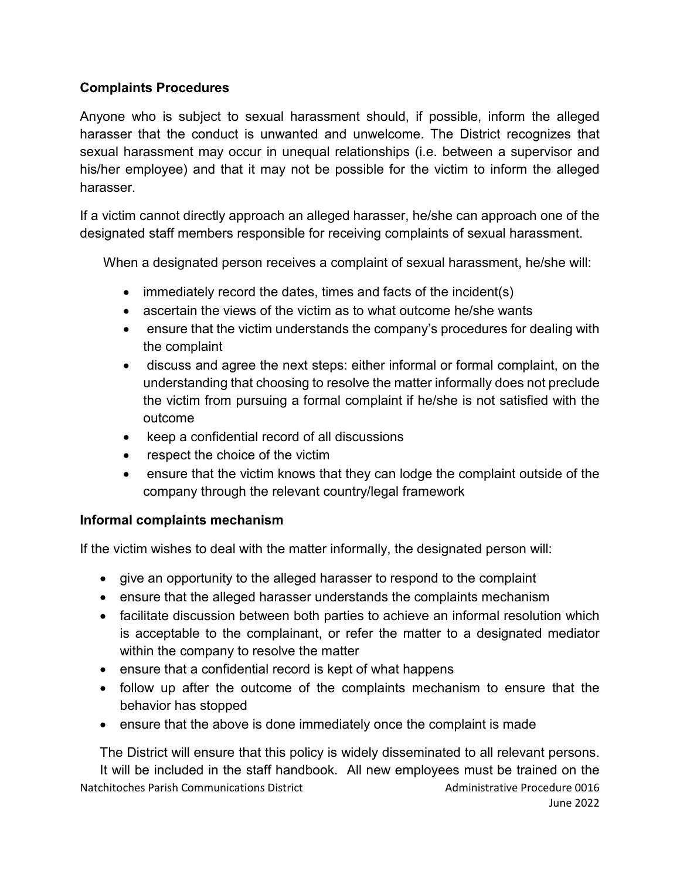**Complaints Procedures**

Anyone who is subject to sexual harassment should, if possible, inform the alleged harasser that the conduct is unwanted and unwelcome. The District recognizes that sexual harassment may occur in unequal relationships (i.e. between a supervisor and his/her employee) and that it may not be possible for the victim to inform the alleged harasser.

If a victim cannot directly approach an alleged harasser, he/she can approach one of the designated staff members responsible for receiving complaints of sexual harassment.

When a designated person receives a complaint of sexual harassment, he/she will:

- immediately record the dates, times and facts of the incident(s)
- ascertain the views of the victim as to what outcome he/she wants
- ensure that the victim understands the company's procedures for dealing with the complaint
- discuss and agree the next steps: either informal or formal complaint, on the understanding that choosing to resolve the matter informally does not preclude the victim from pursuing a formal complaint if he/she is not satisfied with the outcome
- keep a confidential record of all discussions
- respect the choice of the victim
- ensure that the victim knows that they can lodge the complaint outside of the company through the relevant country/legal framework

**Informal complaints mechanism**

If the victim wishes to deal with the matter informally, the designated person will:

- give an opportunity to the alleged harasser to respond to the complaint
- ensure that the alleged harasser understands the complaints mechanism
- facilitate discussion between both parties to achieve an informal resolution which is acceptable to the complainant, or refer the matter to a designated mediator within the company to resolve the matter
- ensure that a confidential record is kept of what happens
- follow up after the outcome of the complaints mechanism to ensure that the behavior has stopped
- ensure that the above is done immediately once the complaint is made

The District will ensure that this policy is widely disseminated to all relevant persons. It will be included in the staff handbook. All new employees must be trained on the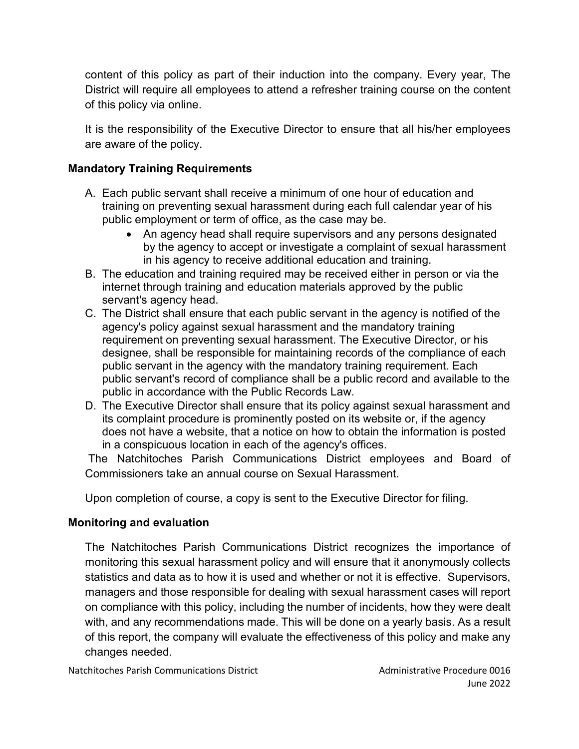content of this policy as part of their induction into the company. Every year, The District will require all employees to attend a refresher training course on the content of this policy via online.

It is the responsibility of the Executive Director to ensure that all his/her employees are aware of the policy.

### Mandatory Training Requirements

A. Each public servant shall receive a minimum of one hour of education and training on preventing sexual harassment during each full calendar year of his public employment or term of office, as the case may be.
    - An agency head shall require supervisors and any persons designated by the agency to accept or investigate a complaint of sexual harassment in his agency to receive additional education and training.
B. The education and training required may be received either in person or via the internet through training and education materials approved by the public servant's agency head.
C. The District shall ensure that each public servant in the agency is notified of the agency's policy against sexual harassment and the mandatory training requirement on preventing sexual harassment. The Executive Director, or his designee, shall be responsible for maintaining records of the compliance of each public servant in the agency with the mandatory training requirement. Each public servant's record of compliance shall be a public record and available to the public in accordance with the Public Records Law.
D. The Executive Director shall ensure that its policy against sexual harassment and its complaint procedure is prominently posted on its website or, if the agency does not have a website, that a notice on how to obtain the information is posted in a conspicuous location in each of the agency's offices.

The Natchitoches Parish Communications District employees and Board of Commissioners take an annual course on Sexual Harassment.

Upon completion of course, a copy is sent to the Executive Director for filing.

### Monitoring and evaluation

The Natchitoches Parish Communications District recognizes the importance of monitoring this sexual harassment policy and will ensure that it anonymously collects statistics and data as to how it is used and whether or not it is effective. Supervisors, managers and those responsible for dealing with sexual harassment cases will report on compliance with this policy, including the number of incidents, how they were dealt with, and any recommendations made. This will be done on a yearly basis. As a result of this report, the company will evaluate the effectiveness of this policy and make any changes needed.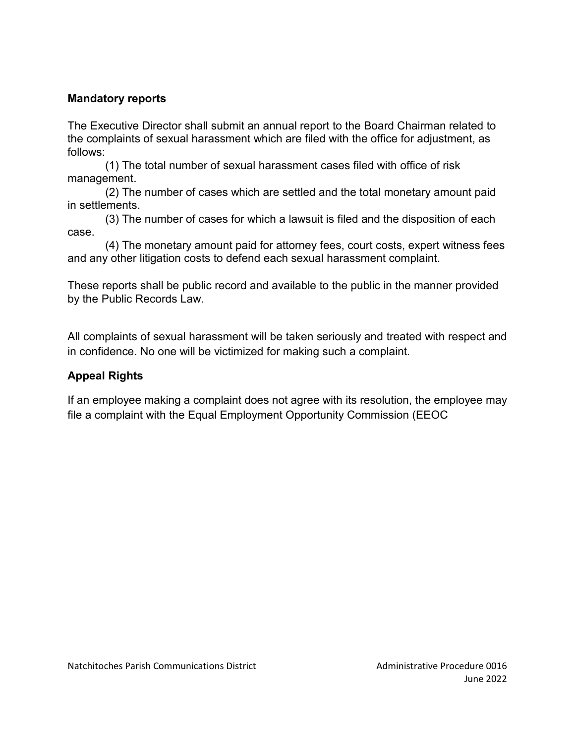### Mandatory reports

The Executive Director shall submit an annual report to the Board Chairman related to the complaints of sexual harassment which are filed with the office for adjustment, as follows:

(1) The total number of sexual harassment cases filed with office of risk management.

(2) The number of cases which are settled and the total monetary amount paid in settlements.

(3) The number of cases for which a lawsuit is filed and the disposition of each case.

(4) The monetary amount paid for attorney fees, court costs, expert witness fees and any other litigation costs to defend each sexual harassment complaint.

These reports shall be public record and available to the public in the manner provided by the Public Records Law.

All complaints of sexual harassment will be taken seriously and treated with respect and in confidence. No one will be victimized for making such a complaint.

### Appeal Rights

If an employee making a complaint does not agree with its resolution, the employee may file a complaint with the Equal Employment Opportunity Commission (EEOC